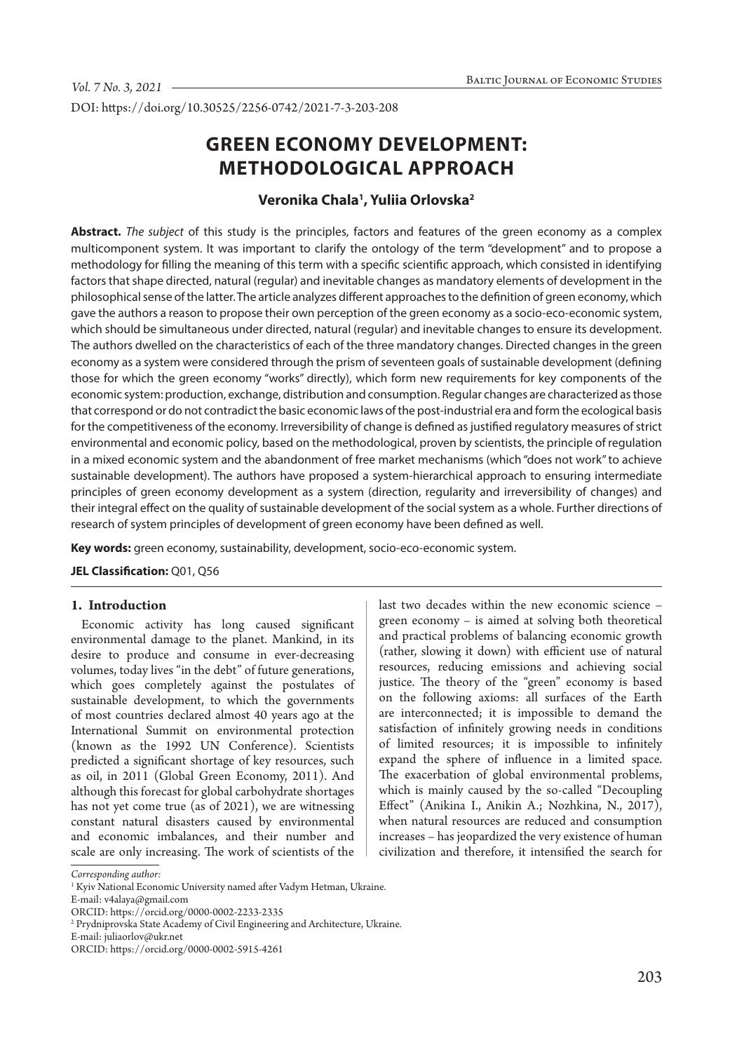DOI: https://doi.org/10.30525/2256-0742/2021-7-3-203-208

# GREEN ECONOMY DEVELOPMENT: METHODOLOGICAL APPROACH

**Veronika Chala[1], Yuliia Orlovska[2]**

**Abstract.** *The subject* of this study is the principles, factors and features of the green economy as a complex multicomponent system. It was important to clarify the ontology of the term "development" and to propose a methodology for filling the meaning of this term with a specific scientific approach, which consisted in identifying factors that shape directed, natural (regular) and inevitable changes as mandatory elements of development in the philosophical sense of the latter. The article analyzes different approaches to the definition of green economy, which gave the authors a reason to propose their own perception of the green economy as a socio-eco-economic system, which should be simultaneous under directed, natural (regular) and inevitable changes to ensure its development. The authors dwelled on the characteristics of each of the three mandatory changes. Directed changes in the green economy as a system were considered through the prism of seventeen goals of sustainable development (defining those for which the green economy "works" directly), which form new requirements for key components of the economic system: production, exchange, distribution and consumption. Regular changes are characterized as those that correspond or do not contradict the basic economic laws of the post-industrial era and form the ecological basis for the competitiveness of the economy. Irreversibility of change is defined as justified regulatory measures of strict environmental and economic policy, based on the methodological, proven by scientists, the principle of regulation in a mixed economic system and the abandonment of free market mechanisms (which "does not work" to achieve sustainable development). The authors have proposed a system-hierarchical approach to ensuring intermediate principles of green economy development as a system (direction, regularity and irreversibility of changes) and their integral effect on the quality of sustainable development of the social system as a whole. Further directions of research of system principles of development of green economy have been defined as well.

**Key words:** green economy, sustainability, development, socio-eco-economic system.

**JEL Classification:** Q01, Q56

## 1. Introduction

Economic activity has long caused significant environmental damage to the planet. Mankind, in its desire to produce and consume in ever-decreasing volumes, today lives "in the debt" of future generations, which goes completely against the postulates of sustainable development, to which the governments of most countries declared almost 40 years ago at the International Summit on environmental protection (known as the 1992 UN Conference). Scientists predicted a significant shortage of key resources, such as oil, in 2011 (Global Green Economy, 2011). And although this forecast for global carbohydrate shortages has not yet come true (as of 2021), we are witnessing constant natural disasters caused by environmental and economic imbalances, and their number and scale are only increasing. The work of scientists of the last two decades within the new economic science – green economy – is aimed at solving both theoretical and practical problems of balancing economic growth (rather, slowing it down) with efficient use of natural resources, reducing emissions and achieving social justice. The theory of the "green" economy is based on the following axioms: all surfaces of the Earth are interconnected; it is impossible to demand the satisfaction of infinitely growing needs in conditions of limited resources; it is impossible to infinitely expand the sphere of influence in a limited space. The exacerbation of global environmental problems, which is mainly caused by the so-called "Decoupling Effect" (Anikina I., Anikin A.; Nozhkina, N., 2017), when natural resources are reduced and consumption increases – has jeopardized the very existence of human civilization and therefore, it intensified the search for

*Corresponding author:*

[1] Kyiv National Economic University named after Vadym Hetman, Ukraine.
E-mail: v4alaya@gmail.com
ORCID: https://orcid.org/0000-0002-2233-2335

[2] Prydniprovska State Academy of Civil Engineering and Architecture, Ukraine.
E-mail: juliaorlov@ukr.net
ORCID: https://orcid.org/0000-0002-5915-4261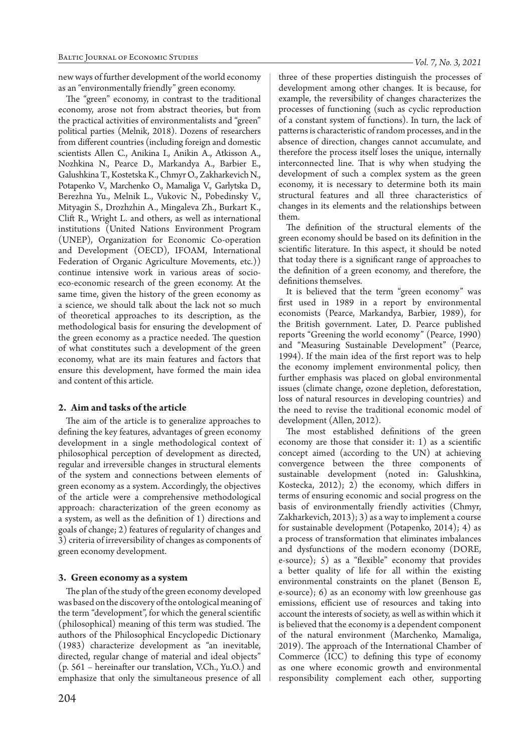new ways of further development of the world economy as an "environmentally friendly" green economy.

The "green" economy, in contrast to the traditional economy, arose not from abstract theories, but from the practical activities of environmentalists and "green" political parties (Melnik, 2018). Dozens of researchers from different countries (including foreign and domestic scientists Allen C., Anikina I., Anikin A., Atkisson A., Nozhkina N., Pearce D., Markandya A., Barbier E., Galushkina T., Kostetska K., Chmyr O., Zakharkevich N., Potapenko V., Marchenko O., Mamaliga V., Garlytska D., Berezhna Yu., Melnik L., Vukovic N., Pobedinsky V., Mityagin S., Drozhzhin A., Mingaleva Zh., Burkart K., Clift R., Wright L. and others, as well as international institutions (United Nations Environment Program (UNEP), Organization for Economic Co-operation and Development (OECD), IFOAM, International Federation of Organic Agriculture Movements, etc.)) continue intensive work in various areas of socio-eco-economic research of the green economy. At the same time, given the history of the green economy as a science, we should talk about the lack not so much of theoretical approaches to its description, as the methodological basis for ensuring the development of the green economy as a practice needed. The question of what constitutes such a development of the green economy, what are its main features and factors that ensure this development, have formed the main idea and content of this article.

## 2. Aim and tasks of the article

The aim of the article is to generalize approaches to defining the key features, advantages of green economy development in a single methodological context of philosophical perception of development as directed, regular and irreversible changes in structural elements of the system and connections between elements of green economy as a system. Accordingly, the objectives of the article were a comprehensive methodological approach: characterization of the green economy as a system, as well as the definition of 1) directions and goals of change; 2) features of regularity of changes and 3) criteria of irreversibility of changes as components of green economy development.

## 3. Green economy as a system

The plan of the study of the green economy developed was based on the discovery of the ontological meaning of the term "development", for which the general scientific (philosophical) meaning of this term was studied. The authors of the Philosophical Encyclopedic Dictionary (1983) characterize development as "an inevitable, directed, regular change of material and ideal objects" (p. 561 – hereinafter our translation, V.Ch., Yu.O.) and emphasize that only the simultaneous presence of all three of these properties distinguish the processes of development among other changes. It is because, for example, the reversibility of changes characterizes the processes of functioning (such as cyclic reproduction of a constant system of functions). In turn, the lack of patterns is characteristic of random processes, and in the absence of direction, changes cannot accumulate, and therefore the process itself loses the unique, internally interconnected line. That is why when studying the development of such a complex system as the green economy, it is necessary to determine both its main structural features and all three characteristics of changes in its elements and the relationships between them.

The definition of the structural elements of the green economy should be based on its definition in the scientific literature. In this aspect, it should be noted that today there is a significant range of approaches to the definition of a green economy, and therefore, the definitions themselves.

It is believed that the term "green economy" was first used in 1989 in a report by environmental economists (Pearce, Markandya, Barbier, 1989), for the British government. Later, D. Pearce published reports "Greening the world economy" (Pearce, 1990) and "Measuring Sustainable Development" (Pearce, 1994). If the main idea of the first report was to help the economy implement environmental policy, then further emphasis was placed on global environmental issues (climate change, ozone depletion, deforestation, loss of natural resources in developing countries) and the need to revise the traditional economic model of development (Allen, 2012).

The most established definitions of the green economy are those that consider it: 1) as a scientific concept aimed (according to the UN) at achieving convergence between the three components of sustainable development (noted in: Galushkina, Kostecka, 2012); 2) the economy, which differs in terms of ensuring economic and social progress on the basis of environmentally friendly activities (Chmyr, Zakharkevich, 2013); 3) as a way to implement a course for sustainable development (Potapenko, 2014); 4) as a process of transformation that eliminates imbalances and dysfunctions of the modern economy (DORE, e-source); 5) as a "flexible" economy that provides a better quality of life for all within the existing environmental constraints on the planet (Benson E, e-source); 6) as an economy with low greenhouse gas emissions, efficient use of resources and taking into account the interests of society, as well as within which it is believed that the economy is a dependent component of the natural environment (Marchenko, Mamaliga, 2019). The approach of the International Chamber of Commerce (ICC) to defining this type of economy as one where economic growth and environmental responsibility complement each other, supporting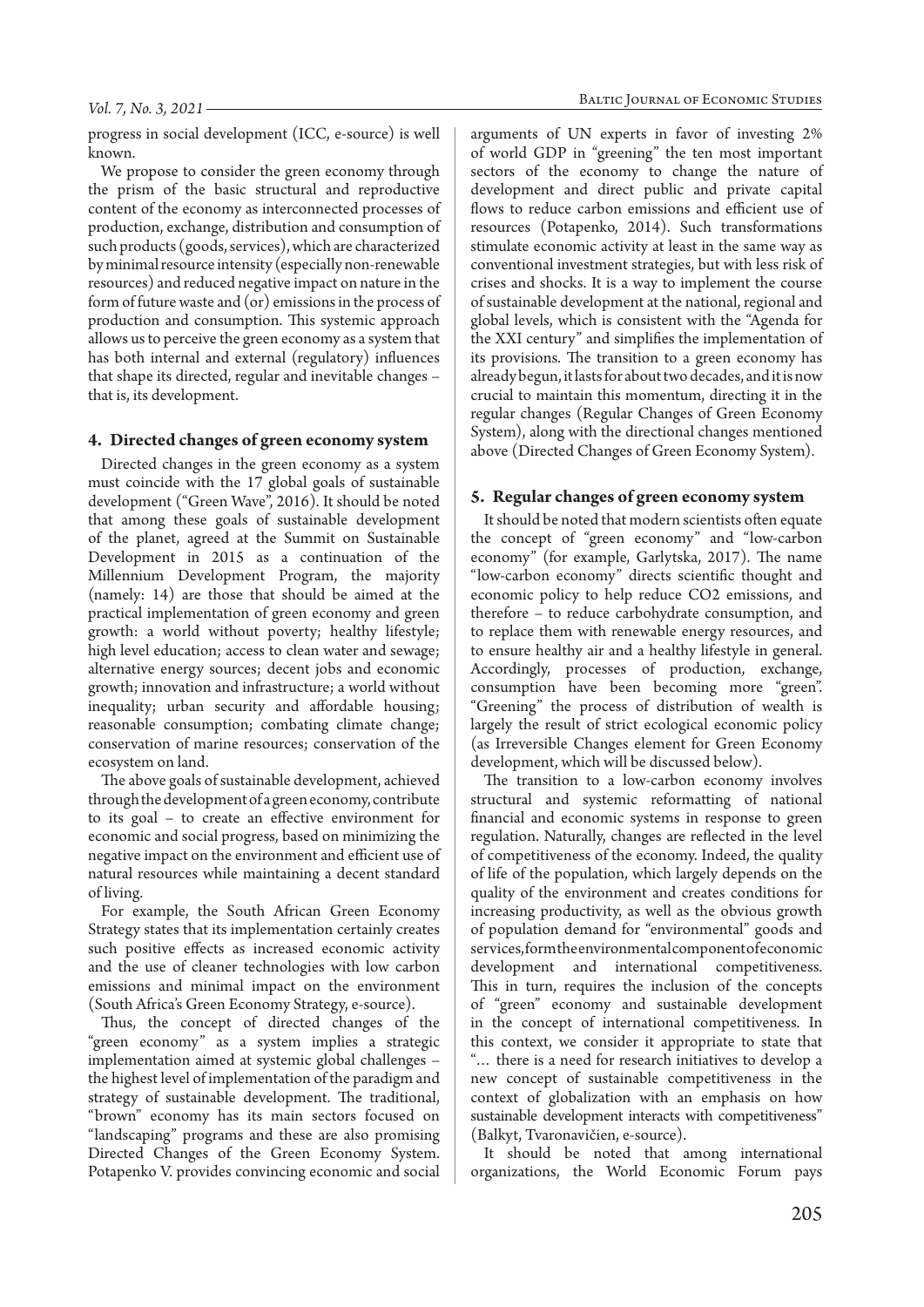progress in social development (ICC, e-source) is well known.

We propose to consider the green economy through the prism of the basic structural and reproductive content of the economy as interconnected processes of production, exchange, distribution and consumption of such products (goods, services), which are characterized by minimal resource intensity (especially non-renewable resources) and reduced negative impact on nature in the form of future waste and (or) emissions in the process of production and consumption. This systemic approach allows us to perceive the green economy as a system that has both internal and external (regulatory) influences that shape its directed, regular and inevitable changes – that is, its development.

## 4. Directed changes of green economy system

Directed changes in the green economy as a system must coincide with the 17 global goals of sustainable development ("Green Wave", 2016). It should be noted that among these goals of sustainable development of the planet, agreed at the Summit on Sustainable Development in 2015 as a continuation of the Millennium Development Program, the majority (namely: 14) are those that should be aimed at the practical implementation of green economy and green growth: a world without poverty; healthy lifestyle; high level education; access to clean water and sewage; alternative energy sources; decent jobs and economic growth; innovation and infrastructure; a world without inequality; urban security and affordable housing; reasonable consumption; combating climate change; conservation of marine resources; conservation of the ecosystem on land.

The above goals of sustainable development, achieved through the development of a green economy, contribute to its goal – to create an effective environment for economic and social progress, based on minimizing the negative impact on the environment and efficient use of natural resources while maintaining a decent standard of living.

For example, the South African Green Economy Strategy states that its implementation certainly creates such positive effects as increased economic activity and the use of cleaner technologies with low carbon emissions and minimal impact on the environment (South Africa's Green Economy Strategy, e-source).

Thus, the concept of directed changes of the "green economy" as a system implies a strategic implementation aimed at systemic global challenges – the highest level of implementation of the paradigm and strategy of sustainable development. The traditional, "brown" economy has its main sectors focused on "landscaping" programs and these are also promising Directed Changes of the Green Economy System. Potapenko V. provides convincing economic and social arguments of UN experts in favor of investing 2% of world GDP in "greening" the ten most important sectors of the economy to change the nature of development and direct public and private capital flows to reduce carbon emissions and efficient use of resources (Potapenko, 2014). Such transformations stimulate economic activity at least in the same way as conventional investment strategies, but with less risk of crises and shocks. It is a way to implement the course of sustainable development at the national, regional and global levels, which is consistent with the "Agenda for the XXI century" and simplifies the implementation of its provisions. The transition to a green economy has already begun, it lasts for about two decades, and it is now crucial to maintain this momentum, directing it in the regular changes (Regular Changes of Green Economy System), along with the directional changes mentioned above (Directed Changes of Green Economy System).

## 5. Regular changes of green economy system

It should be noted that modern scientists often equate the concept of "green economy" and "low-carbon economy" (for example, Garlytska, 2017). The name "low-carbon economy" directs scientific thought and economic policy to help reduce $CO_2$ emissions, and therefore – to reduce carbohydrate consumption, and to replace them with renewable energy resources, and to ensure healthy air and a healthy lifestyle in general. Accordingly, processes of production, exchange, consumption have been becoming more "green". "Greening" the process of distribution of wealth is largely the result of strict ecological economic policy (as Irreversible Changes element for Green Economy development, which will be discussed below).

The transition to a low-carbon economy involves structural and systemic reformatting of national financial and economic systems in response to green regulation. Naturally, changes are reflected in the level of competitiveness of the economy. Indeed, the quality of life of the population, which largely depends on the quality of the environment and creates conditions for increasing productivity, as well as the obvious growth of population demand for "environmental" goods and services, form the environmental component of economic development and international competitiveness. This in turn, requires the inclusion of the concepts of "green" economy and sustainable development in the concept of international competitiveness. In this context, we consider it appropriate to state that "… there is a need for research initiatives to develop a new concept of sustainable competitiveness in the context of globalization with an emphasis on how sustainable development interacts with competitiveness" (Balkyt, Tvaronavičien, e-source).

It should be noted that among international organizations, the World Economic Forum pays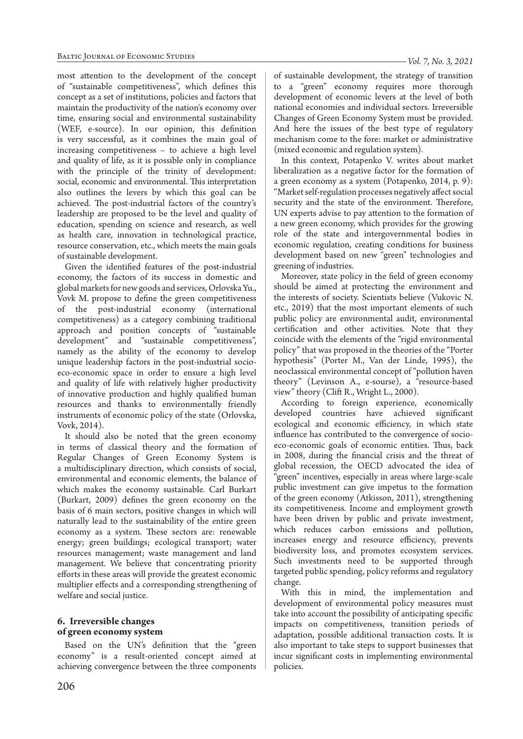most attention to the development of the concept of "sustainable competitiveness", which defines this concept as a set of institutions, policies and factors that maintain the productivity of the nation's economy over time, ensuring social and environmental sustainability (WEF, e-source). In our opinion, this definition is very successful, as it combines the main goal of increasing competitiveness – to achieve a high level and quality of life, as it is possible only in compliance with the principle of the trinity of development: social, economic and environmental. This interpretation also outlines the levers by which this goal can be achieved. The post-industrial factors of the country's leadership are proposed to be the level and quality of education, spending on science and research, as well as health care, innovation in technological practice, resource conservation, etc., which meets the main goals of sustainable development.

Given the identified features of the post-industrial economy, the factors of its success in domestic and global markets for new goods and services, Orlovska Yu., Vovk M. propose to define the green competitiveness of the post-industrial economy (international competitiveness) as a category combining traditional approach and position concepts of "sustainable development" and "sustainable competitiveness", namely as the ability of the economy to develop unique leadership factors in the post-industrial socio-eco-economic space in order to ensure a high level and quality of life with relatively higher productivity of innovative production and highly qualified human resources and thanks to environmentally friendly instruments of economic policy of the state (Orlovska, Vovk, 2014).

It should also be noted that the green economy in terms of classical theory and the formation of Regular Changes of Green Economy System is a multidisciplinary direction, which consists of social, environmental and economic elements, the balance of which makes the economy sustainable. Carl Burkart (Burkart, 2009) defines the green economy on the basis of 6 main sectors, positive changes in which will naturally lead to the sustainability of the entire green economy as a system. These sectors are: renewable energy; green buildings; ecological transport; water resources management; waste management and land management. We believe that concentrating priority efforts in these areas will provide the greatest economic multiplier effects and a corresponding strengthening of welfare and social justice.

## 6. Irreversible changes of green economy system

Based on the UN's definition that the "green economy" is a result-oriented concept aimed at achieving convergence between the three components of sustainable development, the strategy of transition to a "green" economy requires more thorough development of economic levers at the level of both national economies and individual sectors. Irreversible Changes of Green Economy System must be provided. And here the issues of the best type of regulatory mechanism come to the fore: market or administrative (mixed economic and regulation system).

In this context, Potapenko V. writes about market liberalization as a negative factor for the formation of a green economy as a system (Potapenko, 2014, p. 9): "Market self-regulation processes negatively affect social security and the state of the environment. Therefore, UN experts advise to pay attention to the formation of a new green economy, which provides for the growing role of the state and intergovernmental bodies in economic regulation, creating conditions for business development based on new "green" technologies and greening of industries.

Moreover, state policy in the field of green economy should be aimed at protecting the environment and the interests of society. Scientists believe (Vukovic N. etc., 2019) that the most important elements of such public policy are environmental audit, environmental certification and other activities. Note that they coincide with the elements of the "rigid environmental policy" that was proposed in the theories of the "Porter hypothesis" (Porter M., Van der Linde, 1995), the neoclassical environmental concept of "pollution haven theory" (Levinson A., e-sourse), a "resource-based view" theory (Clift R., Wright L., 2000).

According to foreign experience, economically developed countries have achieved significant ecological and economic efficiency, in which state influence has contributed to the convergence of socio-eco-economic goals of economic entities. Thus, back in 2008, during the financial crisis and the threat of global recession, the OECD advocated the idea of "green" incentives, especially in areas where large-scale public investment can give impetus to the formation of the green economy (Atkisson, 2011), strengthening its competitiveness. Income and employment growth have been driven by public and private investment, which reduces carbon emissions and pollution, increases energy and resource efficiency, prevents biodiversity loss, and promotes ecosystem services. Such investments need to be supported through targeted public spending, policy reforms and regulatory change.

With this in mind, the implementation and development of environmental policy measures must take into account the possibility of anticipating specific impacts on competitiveness, transition periods of adaptation, possible additional transaction costs. It is also important to take steps to support businesses that incur significant costs in implementing environmental policies.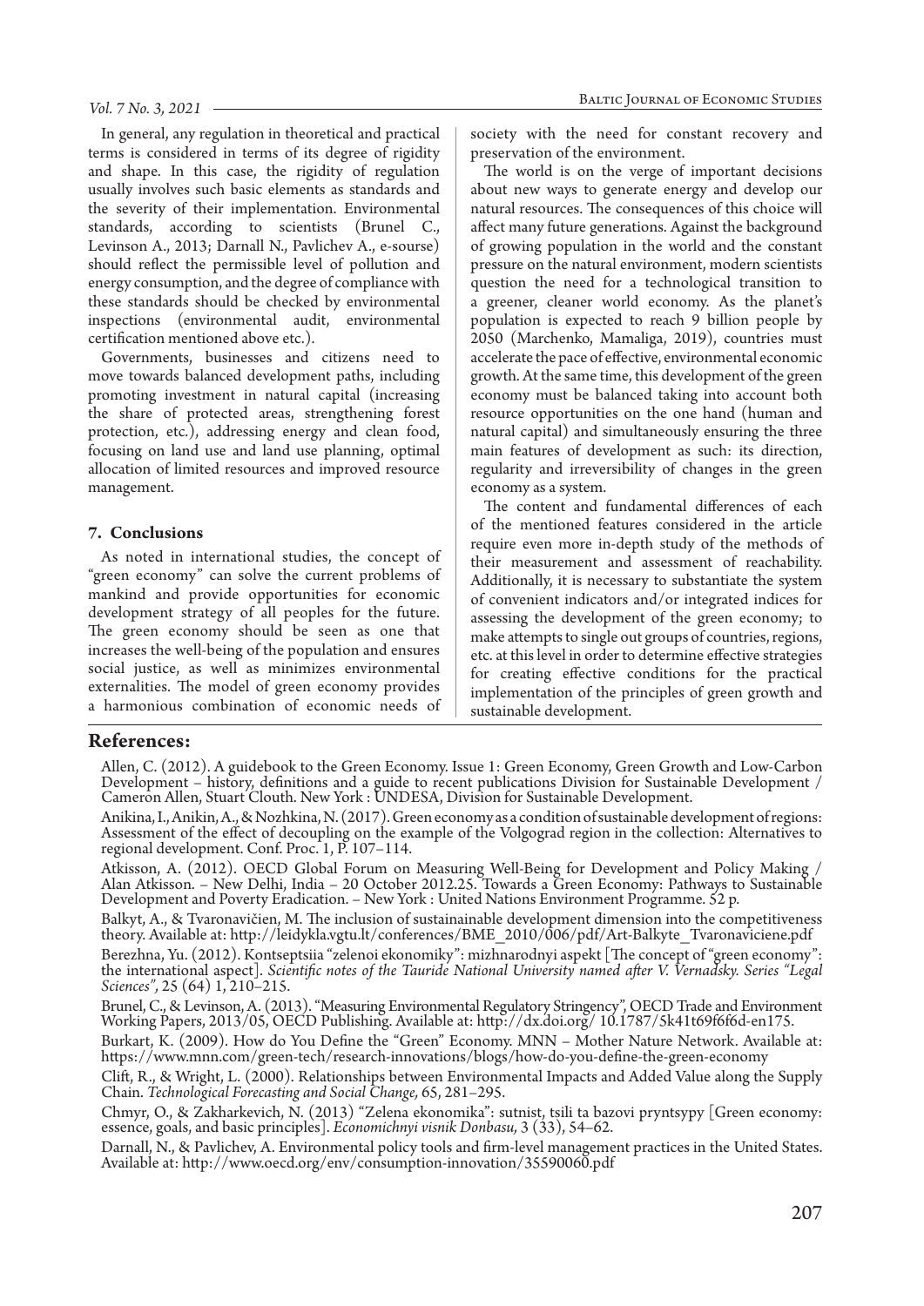In general, any regulation in theoretical and practical terms is considered in terms of its degree of rigidity and shape. In this case, the rigidity of regulation usually involves such basic elements as standards and the severity of their implementation. Environmental standards, according to scientists (Brunel C., Levinson A., 2013; Darnall N., Pavlichev A., e-sourse) should reflect the permissible level of pollution and energy consumption, and the degree of compliance with these standards should be checked by environmental inspections (environmental audit, environmental certification mentioned above etc.).

Governments, businesses and citizens need to move towards balanced development paths, including promoting investment in natural capital (increasing the share of protected areas, strengthening forest protection, etc.), addressing energy and clean food, focusing on land use and land use planning, optimal allocation of limited resources and improved resource management.

## 7. Conclusions

As noted in international studies, the concept of "green economy" can solve the current problems of mankind and provide opportunities for economic development strategy of all peoples for the future. The green economy should be seen as one that increases the well-being of the population and ensures social justice, as well as minimizes environmental externalities. The model of green economy provides a harmonious combination of economic needs of society with the need for constant recovery and preservation of the environment.

The world is on the verge of important decisions about new ways to generate energy and develop our natural resources. The consequences of this choice will affect many future generations. Against the background of growing population in the world and the constant pressure on the natural environment, modern scientists question the need for a technological transition to a greener, cleaner world economy. As the planet's population is expected to reach 9 billion people by 2050 (Marchenko, Mamaliga, 2019), countries must accelerate the pace of effective, environmental economic growth. At the same time, this development of the green economy must be balanced taking into account both resource opportunities on the one hand (human and natural capital) and simultaneously ensuring the three main features of development as such: its direction, regularity and irreversibility of changes in the green economy as a system.

The content and fundamental differences of each of the mentioned features considered in the article require even more in-depth study of the methods of their measurement and assessment of reachability. Additionally, it is necessary to substantiate the system of convenient indicators and/or integrated indices for assessing the development of the green economy; to make attempts to single out groups of countries, regions, etc. at this level in order to determine effective strategies for creating effective conditions for the practical implementation of the principles of green growth and sustainable development.

## References:

Allen, C. (2012). A guidebook to the Green Economy. Issue 1: Green Economy, Green Growth and Low-Carbon Development – history, definitions and a guide to recent publications Division for Sustainable Development / Cameron Allen, Stuart Clouth. New York : UNDESA, Division for Sustainable Development.

Anikina, I., Anikin, A., & Nozhkina, N. (2017). Green economy as a condition of sustainable development of regions: Assessment of the effect of decoupling on the example of the Volgograd region in the collection: Alternatives to regional development. Conf. Proc. 1, P. 107–114.

Atkisson, A. (2012). OECD Global Forum on Measuring Well-Being for Development and Policy Making / Alan Atkisson. – New Delhi, India – 20 October 2012.25. Towards a Green Economy: Pathways to Sustainable Development and Poverty Eradication. – New York : United Nations Environment Programme. 52 p.

Balkyt, A., & Tvaronavičien, M. The inclusion of sustainainable development dimension into the competitiveness theory. Available at: http://leidykla.vgtu.lt/conferences/BME_2010/006/pdf/Art-Balkyte_Tvaronaviciene.pdf

Berezhna, Yu. (2012). Kontseptsiia "zelenoi ekonomiky": mizhnarodnyi aspekt [The concept of "green economy": the international aspect]. *Scientific notes of the Tauride National University named after V. Vernadsky. Series "Legal Sciences",* 25 (64) 1, 210–215.

Brunel, C., & Levinson, A. (2013). "Measuring Environmental Regulatory Stringency", OECD Trade and Environment Working Papers, 2013/05, OECD Publishing. Available at: http://dx.doi.org/ 10.1787/5k41t69f6f6d-en175.

Burkart, K. (2009). How do You Define the "Green" Economy. MNN – Mother Nature Network. Available at: https://www.mnn.com/green-tech/research-innovations/blogs/how-do-you-define-the-green-economy

Clift, R., & Wright, L. (2000). Relationships between Environmental Impacts and Added Value along the Supply Chain. *Technological Forecasting and Social Change,* 65, 281–295.

Chmyr, O., & Zakharkevich, N. (2013) "Zelena ekonomika": sutnist, tsili ta bazovi pryntsypy [Green economy: essence, goals, and basic principles]. *Economichnyi visnik Donbasu,* 3 (33), 54–62.

Darnall, N., & Pavlichev, A. Environmental policy tools and firm-level management practices in the United States. Available at: http://www.oecd.org/env/consumption-innovation/35590060.pdf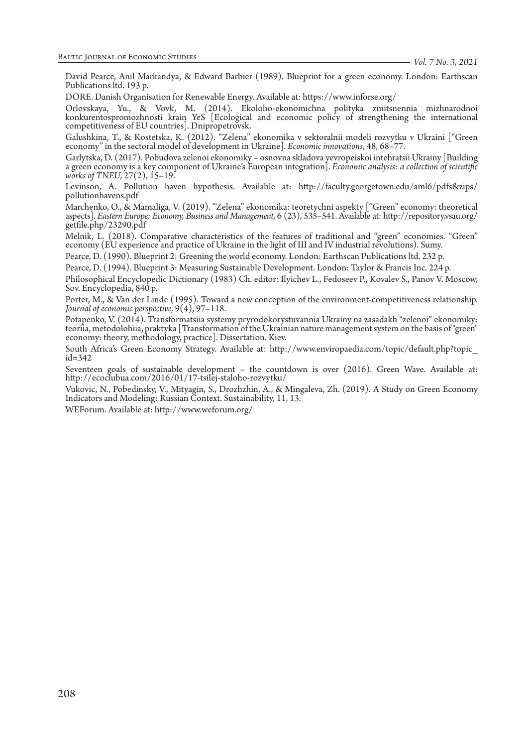David Pearce, Anil Markandya, & Edward Barbier (1989). Blueprint for a green economy. London: Earthscan Publications ltd. 193 p.

DORE. Danish Organisation for Renewable Energy. Available at: https://www.inforse.org/

Orlovskaya, Yu., & Vovk, M. (2014). Ekoloho-ekonomichna polityka zmitsnennia mizhnarodnoi konkurentospromozhnosti krain YeS [Ecological and economic policy of strengthening the international competitiveness of EU countries]. Dnipropetrovsk.

Galushkina, T., & Kostetska, K. (2012). "Zelena" ekonomika v sektoralnii modeli rozvytku v Ukraini ["Green economy" in the sectoral model of development in Ukraine]. *Economic innovations*, 48, 68–77.

Garlytska, D. (2017). Pobudova zelenoi ekonomiky – osnovna skladova yevropeiskoi intehratsii Ukrainy [Building a green economy is a key component of Ukraine's European integration]. *Economic analysis: a collection of scientific works of TNEU,* 27(2), 15–19.

Levinson, A. Pollution haven hypothesis. Available at: http://faculty.georgetown.edu/aml6/pdfs&zips/pollutionhavens.pdf

Marchenko, O., & Mamaliga, V. (2019). "Zelena" ekonomika: teoretychni aspekty ["Green" economy: theoretical aspects]. *Eastern Europe: Economy, Business and Management,* 6 (23), 535–541. Available at: http://repository.vsau.org/getfile.php/23290.pdf

Melnik, L. (2018). Comparative characteristics of the features of traditional and "green" economies. "Green" economy (EU experience and practice of Ukraine in the light of III and IV industrial revolutions). Sumy.

Pearce, D. (1990). Blueprint 2: Greening the world economy. London: Earthscan Publications ltd. 232 p.

Pearce, D. (1994). Blueprint 3: Measuring Sustainable Development. London: Taylor & Francis Inc. 224 p.

Philosophical Encyclopedic Dictionary (1983) Ch. editor: Ilyichev L., Fedoseev P., Kovalev S., Panov V. Moscow, Sov. Encyclopedia, 840 p.

Porter, M., & Van der Linde (1995). Toward a new conception of the environment-competitiveness relationship. *Journal of economic perspective,* 9(4), 97–118.

Potapenko, V. (2014). Transformatsiia systemy pryrodokorystuvannia Ukrainy na zasadakh "zelenoi" ekonomiky: teoriia, metodolohiia, praktyka [Transformation of the Ukrainian nature management system on the basis of "green" economy: theory, methodology, practice]. Dissertation. Kiev.

South Africa's Green Economy Strategy. Available at: http://www.enviropaedia.com/topic/default.php?topic_id=342

Seventeen goals of sustainable development – the countdown is over (2016). Green Wave. Available at: http://ecoclubua.com/2016/01/17-tsilej-staloho-rozvytku/

Vukovic, N., Pobedinsky, V., Mityagin, S., Drozhzhin, A., & Mingaleva, Zh. (2019). A Study on Green Economy Indicators and Modeling: Russian Context. Sustainability, 11, 13.

WEForum. Available at: http://www.weforum.org/